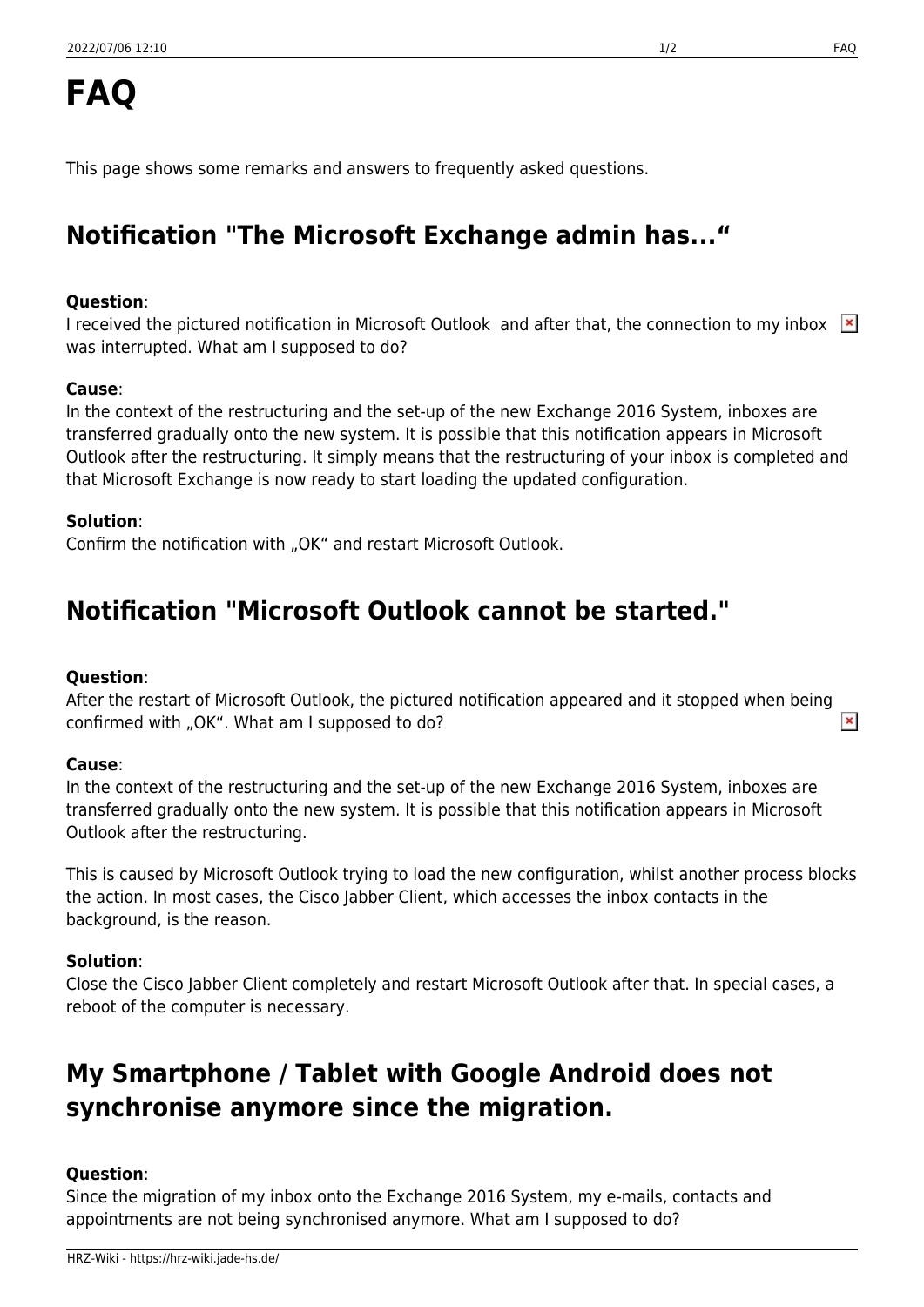# FAQ

This page shows some remarks and answers to frequently asked questions.

## Notification "The Microsoft Exchange admin has..."

**Question**:
I received the pictured notification in Microsoft Outlook and after that, the connection to my inbox was interrupted. What am I supposed to do?

**Cause**:
In the context of the restructuring and the set-up of the new Exchange 2016 System, inboxes are transferred gradually onto the new system. It is possible that this notification appears in Microsoft Outlook after the restructuring. It simply means that the restructuring of your inbox is completed and that Microsoft Exchange is now ready to start loading the updated configuration.

**Solution**:
Confirm the notification with „OK“ and restart Microsoft Outlook.

## Notification "Microsoft Outlook cannot be started."

**Question**:
After the restart of Microsoft Outlook, the pictured notification appeared and it stopped when being confirmed with „OK“. What am I supposed to do?

**Cause**:
In the context of the restructuring and the set-up of the new Exchange 2016 System, inboxes are transferred gradually onto the new system. It is possible that this notification appears in Microsoft Outlook after the restructuring.

This is caused by Microsoft Outlook trying to load the new configuration, whilst another process blocks the action. In most cases, the Cisco Jabber Client, which accesses the inbox contacts in the background, is the reason.

**Solution**:
Close the Cisco Jabber Client completely and restart Microsoft Outlook after that. In special cases, a reboot of the computer is necessary.

## My Smartphone / Tablet with Google Android does not synchronise anymore since the migration.

**Question**:
Since the migration of my inbox onto the Exchange 2016 System, my e-mails, contacts and appointments are not being synchronised anymore. What am I supposed to do?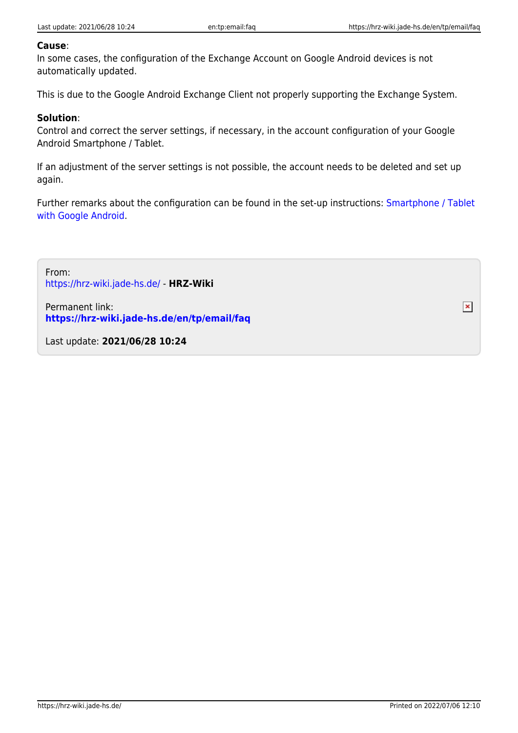**Cause**:
In some cases, the configuration of the Exchange Account on Google Android devices is not automatically updated.

This is due to the Google Android Exchange Client not properly supporting the Exchange System.

**Solution**:
Control and correct the server settings, if necessary, in the account configuration of your Google Android Smartphone / Tablet.

If an adjustment of the server settings is not possible, the account needs to be deleted and set up again.

Further remarks about the configuration can be found in the set-up instructions: Smartphone / Tablet with Google Android.

From:
https://hrz-wiki.jade-hs.de/ - **HRZ-Wiki**

Permanent link:
**https://hrz-wiki.jade-hs.de/en/tp/email/faq**

Last update: **2021/06/28 10:24**